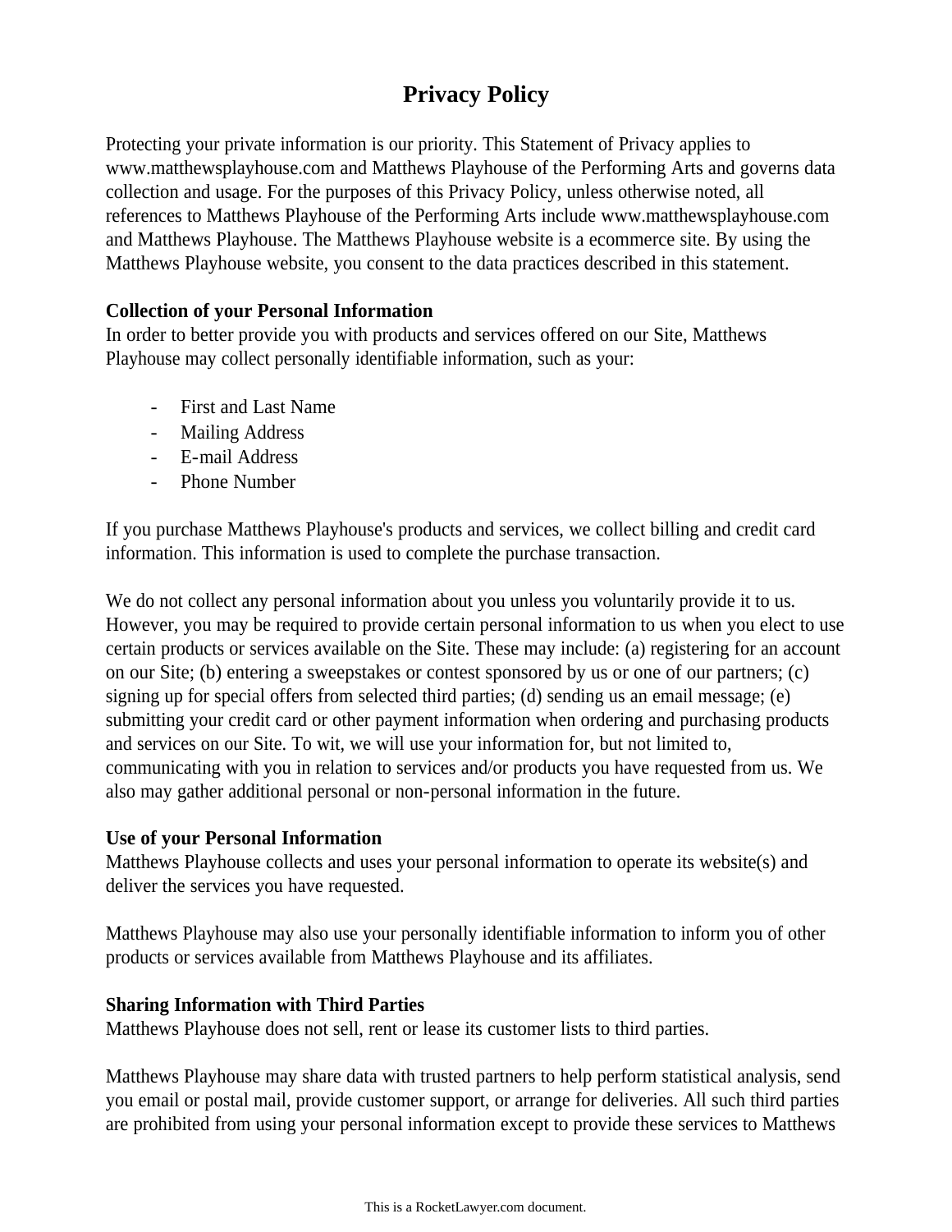# Privacy Policy

Protecting your private information is our priority. This Statement of Privacy applies to www.matthewsplayhouse.com and Matthews Playhouse of the Performing Arts and governs data collection and usage. For the purposes of this Privacy Policy, unless otherwise noted, all references to Matthews Playhouse of the Performing Arts include www.matthewsplayhouse.com and Matthews Playhouse. The Matthews Playhouse website is a ecommerce site. By using the Matthews Playhouse website, you consent to the data practices described in this statement.

**Collection of your Personal Information**
In order to better provide you with products and services offered on our Site, Matthews Playhouse may collect personally identifiable information, such as your:

- First and Last Name
- Mailing Address
- E-mail Address
- Phone Number

If you purchase Matthews Playhouse's products and services, we collect billing and credit card information. This information is used to complete the purchase transaction.

We do not collect any personal information about you unless you voluntarily provide it to us. However, you may be required to provide certain personal information to us when you elect to use certain products or services available on the Site. These may include: (a) registering for an account on our Site; (b) entering a sweepstakes or contest sponsored by us or one of our partners; (c) signing up for special offers from selected third parties; (d) sending us an email message; (e) submitting your credit card or other payment information when ordering and purchasing products and services on our Site. To wit, we will use your information for, but not limited to, communicating with you in relation to services and/or products you have requested from us. We also may gather additional personal or non-personal information in the future.

**Use of your Personal Information**
Matthews Playhouse collects and uses your personal information to operate its website(s) and deliver the services you have requested.

Matthews Playhouse may also use your personally identifiable information to inform you of other products or services available from Matthews Playhouse and its affiliates.

**Sharing Information with Third Parties**
Matthews Playhouse does not sell, rent or lease its customer lists to third parties.

Matthews Playhouse may share data with trusted partners to help perform statistical analysis, send you email or postal mail, provide customer support, or arrange for deliveries. All such third parties are prohibited from using your personal information except to provide these services to Matthews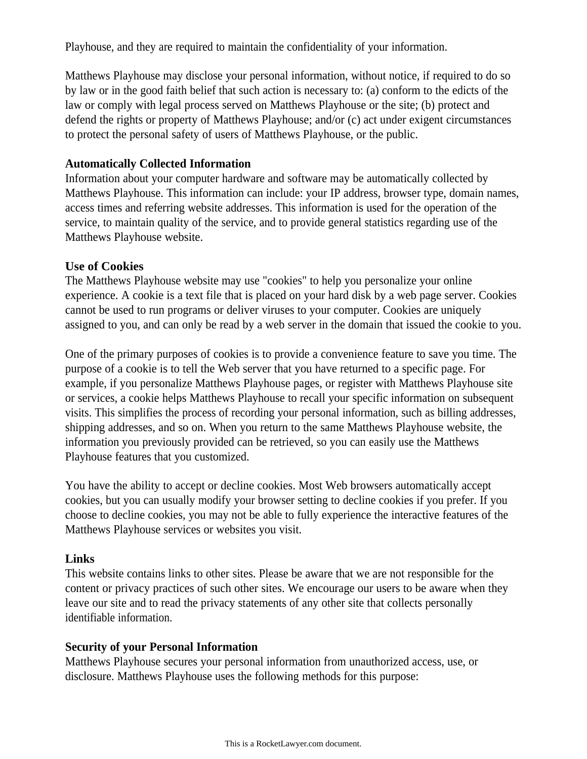Playhouse, and they are required to maintain the confidentiality of your information.

Matthews Playhouse may disclose your personal information, without notice, if required to do so by law or in the good faith belief that such action is necessary to: (a) conform to the edicts of the law or comply with legal process served on Matthews Playhouse or the site; (b) protect and defend the rights or property of Matthews Playhouse; and/or (c) act under exigent circumstances to protect the personal safety of users of Matthews Playhouse, or the public.

**Automatically Collected Information**

Information about your computer hardware and software may be automatically collected by Matthews Playhouse. This information can include: your IP address, browser type, domain names, access times and referring website addresses. This information is used for the operation of the service, to maintain quality of the service, and to provide general statistics regarding use of the Matthews Playhouse website.

**Use of Cookies**

The Matthews Playhouse website may use "cookies" to help you personalize your online experience. A cookie is a text file that is placed on your hard disk by a web page server. Cookies cannot be used to run programs or deliver viruses to your computer. Cookies are uniquely assigned to you, and can only be read by a web server in the domain that issued the cookie to you.

One of the primary purposes of cookies is to provide a convenience feature to save you time. The purpose of a cookie is to tell the Web server that you have returned to a specific page. For example, if you personalize Matthews Playhouse pages, or register with Matthews Playhouse site or services, a cookie helps Matthews Playhouse to recall your specific information on subsequent visits. This simplifies the process of recording your personal information, such as billing addresses, shipping addresses, and so on. When you return to the same Matthews Playhouse website, the information you previously provided can be retrieved, so you can easily use the Matthews Playhouse features that you customized.

You have the ability to accept or decline cookies. Most Web browsers automatically accept cookies, but you can usually modify your browser setting to decline cookies if you prefer. If you choose to decline cookies, you may not be able to fully experience the interactive features of the Matthews Playhouse services or websites you visit.

**Links**

This website contains links to other sites. Please be aware that we are not responsible for the content or privacy practices of such other sites. We encourage our users to be aware when they leave our site and to read the privacy statements of any other site that collects personally identifiable information.

**Security of your Personal Information**

Matthews Playhouse secures your personal information from unauthorized access, use, or disclosure. Matthews Playhouse uses the following methods for this purpose: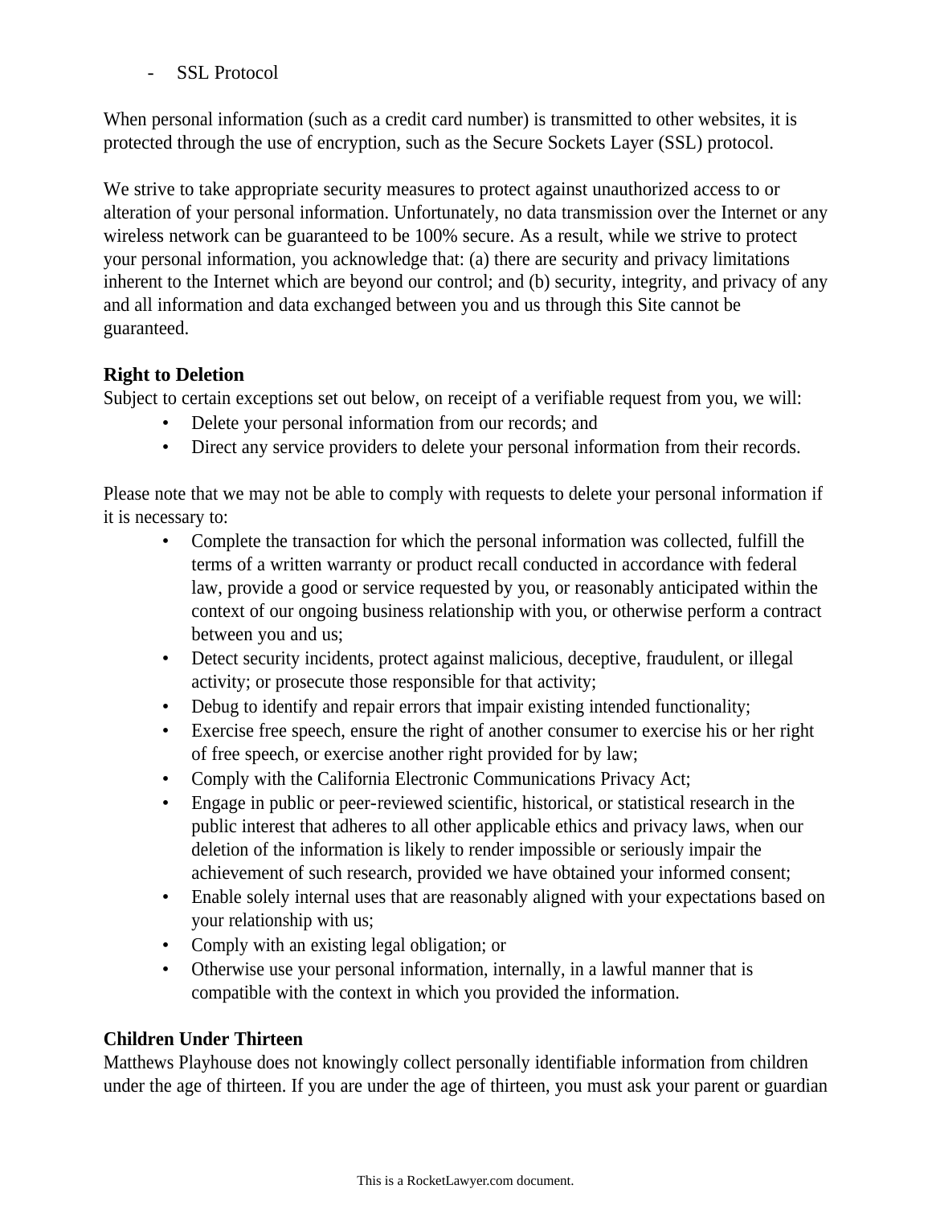- SSL Protocol

When personal information (such as a credit card number) is transmitted to other websites, it is protected through the use of encryption, such as the Secure Sockets Layer (SSL) protocol.

We strive to take appropriate security measures to protect against unauthorized access to or alteration of your personal information. Unfortunately, no data transmission over the Internet or any wireless network can be guaranteed to be 100% secure. As a result, while we strive to protect your personal information, you acknowledge that: (a) there are security and privacy limitations inherent to the Internet which are beyond our control; and (b) security, integrity, and privacy of any and all information and data exchanged between you and us through this Site cannot be guaranteed.

**Right to Deletion**

Subject to certain exceptions set out below, on receipt of a verifiable request from you, we will:

- Delete your personal information from our records; and
- Direct any service providers to delete your personal information from their records.

Please note that we may not be able to comply with requests to delete your personal information if it is necessary to:

- Complete the transaction for which the personal information was collected, fulfill the terms of a written warranty or product recall conducted in accordance with federal law, provide a good or service requested by you, or reasonably anticipated within the context of our ongoing business relationship with you, or otherwise perform a contract between you and us;
- Detect security incidents, protect against malicious, deceptive, fraudulent, or illegal activity; or prosecute those responsible for that activity;
- Debug to identify and repair errors that impair existing intended functionality;
- Exercise free speech, ensure the right of another consumer to exercise his or her right of free speech, or exercise another right provided for by law;
- Comply with the California Electronic Communications Privacy Act;
- Engage in public or peer-reviewed scientific, historical, or statistical research in the public interest that adheres to all other applicable ethics and privacy laws, when our deletion of the information is likely to render impossible or seriously impair the achievement of such research, provided we have obtained your informed consent;
- Enable solely internal uses that are reasonably aligned with your expectations based on your relationship with us;
- Comply with an existing legal obligation; or
- Otherwise use your personal information, internally, in a lawful manner that is compatible with the context in which you provided the information.

**Children Under Thirteen**

Matthews Playhouse does not knowingly collect personally identifiable information from children under the age of thirteen. If you are under the age of thirteen, you must ask your parent or guardian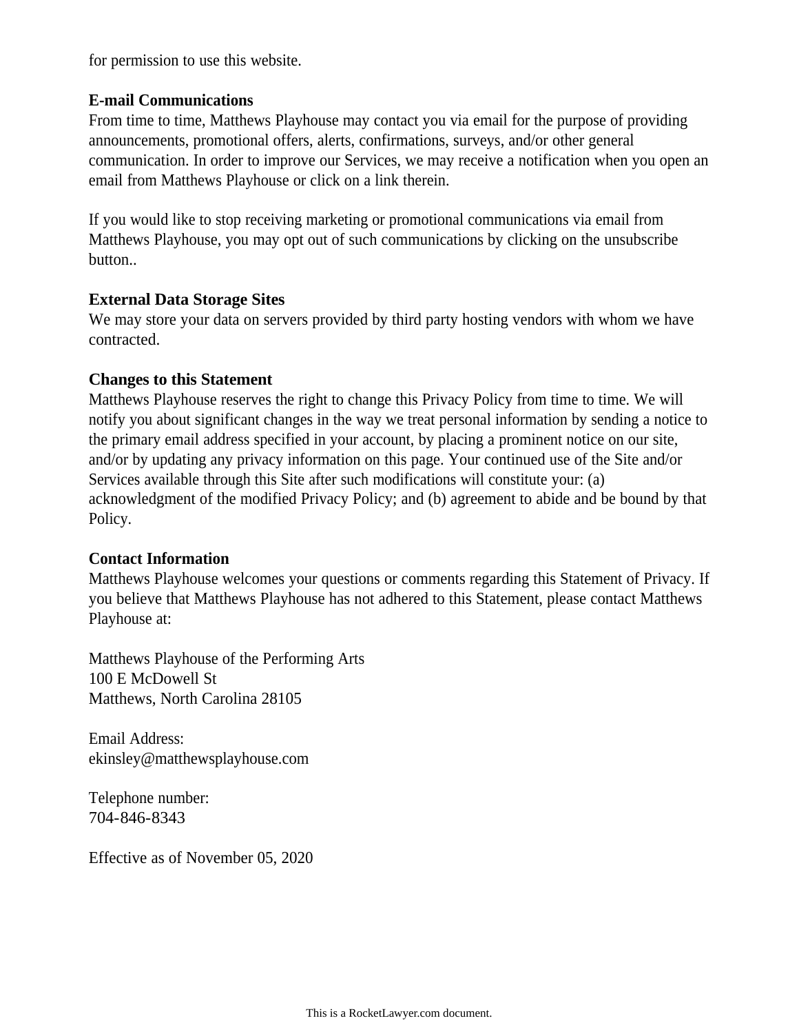for permission to use this website.

**E-mail Communications**
From time to time, Matthews Playhouse may contact you via email for the purpose of providing announcements, promotional offers, alerts, confirmations, surveys, and/or other general communication. In order to improve our Services, we may receive a notification when you open an email from Matthews Playhouse or click on a link therein.

If you would like to stop receiving marketing or promotional communications via email from Matthews Playhouse, you may opt out of such communications by clicking on the unsubscribe button..

**External Data Storage Sites**
We may store your data on servers provided by third party hosting vendors with whom we have contracted.

**Changes to this Statement**
Matthews Playhouse reserves the right to change this Privacy Policy from time to time. We will notify you about significant changes in the way we treat personal information by sending a notice to the primary email address specified in your account, by placing a prominent notice on our site, and/or by updating any privacy information on this page. Your continued use of the Site and/or Services available through this Site after such modifications will constitute your: (a) acknowledgment of the modified Privacy Policy; and (b) agreement to abide and be bound by that Policy.

**Contact Information**
Matthews Playhouse welcomes your questions or comments regarding this Statement of Privacy. If you believe that Matthews Playhouse has not adhered to this Statement, please contact Matthews Playhouse at:

Matthews Playhouse of the Performing Arts
100 E McDowell St
Matthews, North Carolina 28105

Email Address:
ekinsley@matthewsplayhouse.com

Telephone number:
704-846-8343

Effective as of November 05, 2020

This is a RocketLawyer.com document.